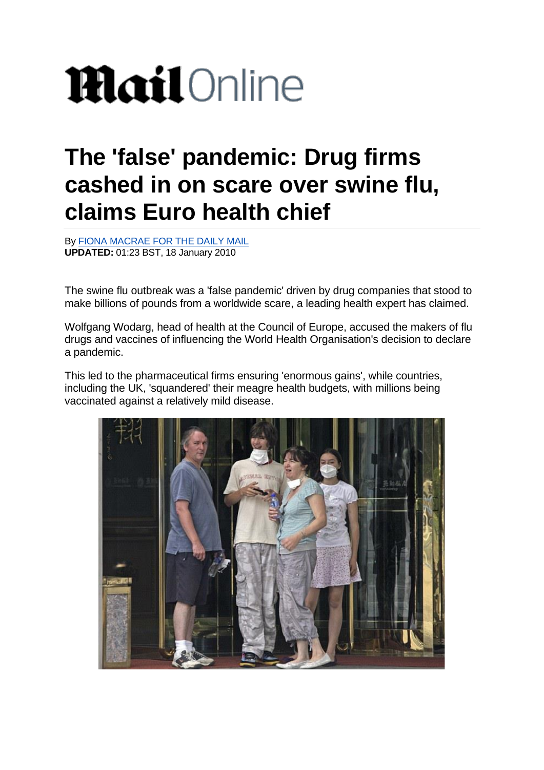# MailOnline

# The 'false' pandemic: Drug firms cashed in on scare over swine flu, claims Euro health chief

By FIONA MACRAE FOR THE DAILY MAIL
**UPDATED:** 01:23 BST, 18 January 2010

The swine flu outbreak was a 'false pandemic' driven by drug companies that stood to make billions of pounds from a worldwide scare, a leading health expert has claimed.

Wolfgang Wodarg, head of health at the Council of Europe, accused the makers of flu drugs and vaccines of influencing the World Health Organisation's decision to declare a pandemic.

This led to the pharmaceutical firms ensuring 'enormous gains', while countries, including the UK, 'squandered' their meagre health budgets, with millions being vaccinated against a relatively mild disease.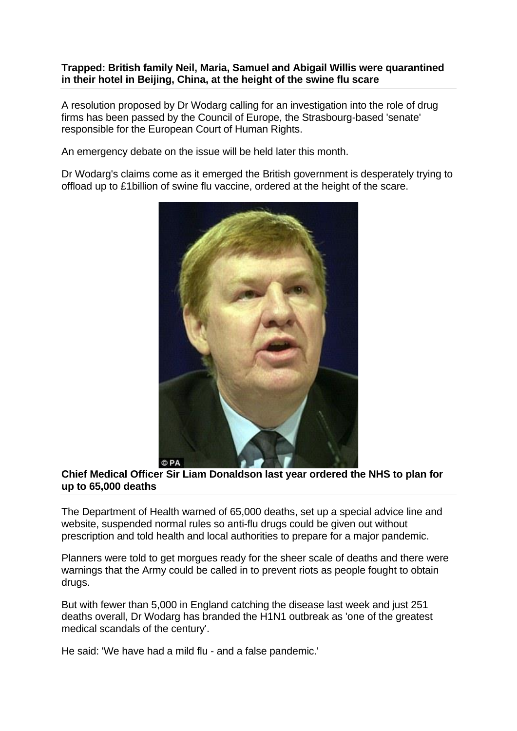**Trapped: British family Neil, Maria, Samuel and Abigail Willis were quarantined in their hotel in Beijing, China, at the height of the swine flu scare**

A resolution proposed by Dr Wodarg calling for an investigation into the role of drug firms has been passed by the Council of Europe, the Strasbourg-based 'senate' responsible for the European Court of Human Rights.

An emergency debate on the issue will be held later this month.

Dr Wodarg's claims come as it emerged the British government is desperately trying to offload up to £1billion of swine flu vaccine, ordered at the height of the scare.

**Chief Medical Officer Sir Liam Donaldson last year ordered the NHS to plan for up to 65,000 deaths**

The Department of Health warned of 65,000 deaths, set up a special advice line and website, suspended normal rules so anti-flu drugs could be given out without prescription and told health and local authorities to prepare for a major pandemic.

Planners were told to get morgues ready for the sheer scale of deaths and there were warnings that the Army could be called in to prevent riots as people fought to obtain drugs.

But with fewer than 5,000 in England catching the disease last week and just 251 deaths overall, Dr Wodarg has branded the H1N1 outbreak as 'one of the greatest medical scandals of the century'.

He said: 'We have had a mild flu - and a false pandemic.'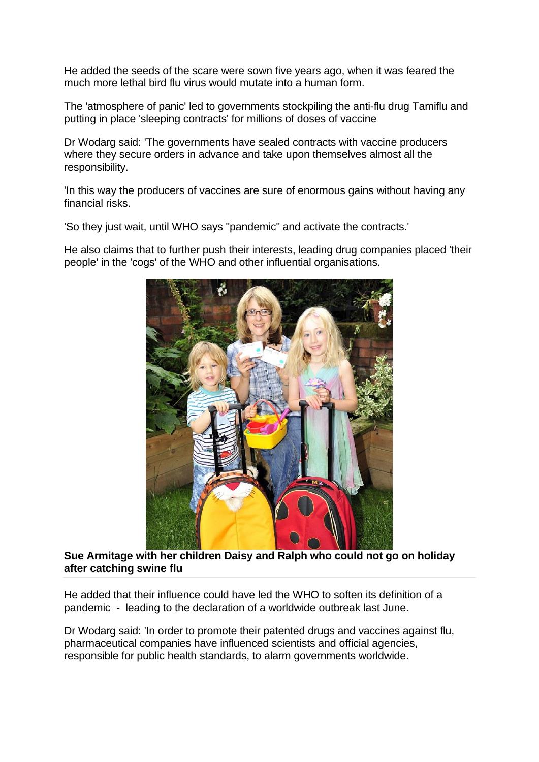He added the seeds of the scare were sown five years ago, when it was feared the much more lethal bird flu virus would mutate into a human form.

The 'atmosphere of panic' led to governments stockpiling the anti-flu drug Tamiflu and putting in place 'sleeping contracts' for millions of doses of vaccine

Dr Wodarg said: 'The governments have sealed contracts with vaccine producers where they secure orders in advance and take upon themselves almost all the responsibility.

'In this way the producers of vaccines are sure of enormous gains without having any financial risks.

'So they just wait, until WHO says "pandemic" and activate the contracts.'

He also claims that to further push their interests, leading drug companies placed 'their people' in the 'cogs' of the WHO and other influential organisations.

**Sue Armitage with her children Daisy and Ralph who could not go on holiday after catching swine flu**

He added that their influence could have led the WHO to soften its definition of a pandemic - leading to the declaration of a worldwide outbreak last June.

Dr Wodarg said: 'In order to promote their patented drugs and vaccines against flu, pharmaceutical companies have influenced scientists and official agencies, responsible for public health standards, to alarm governments worldwide.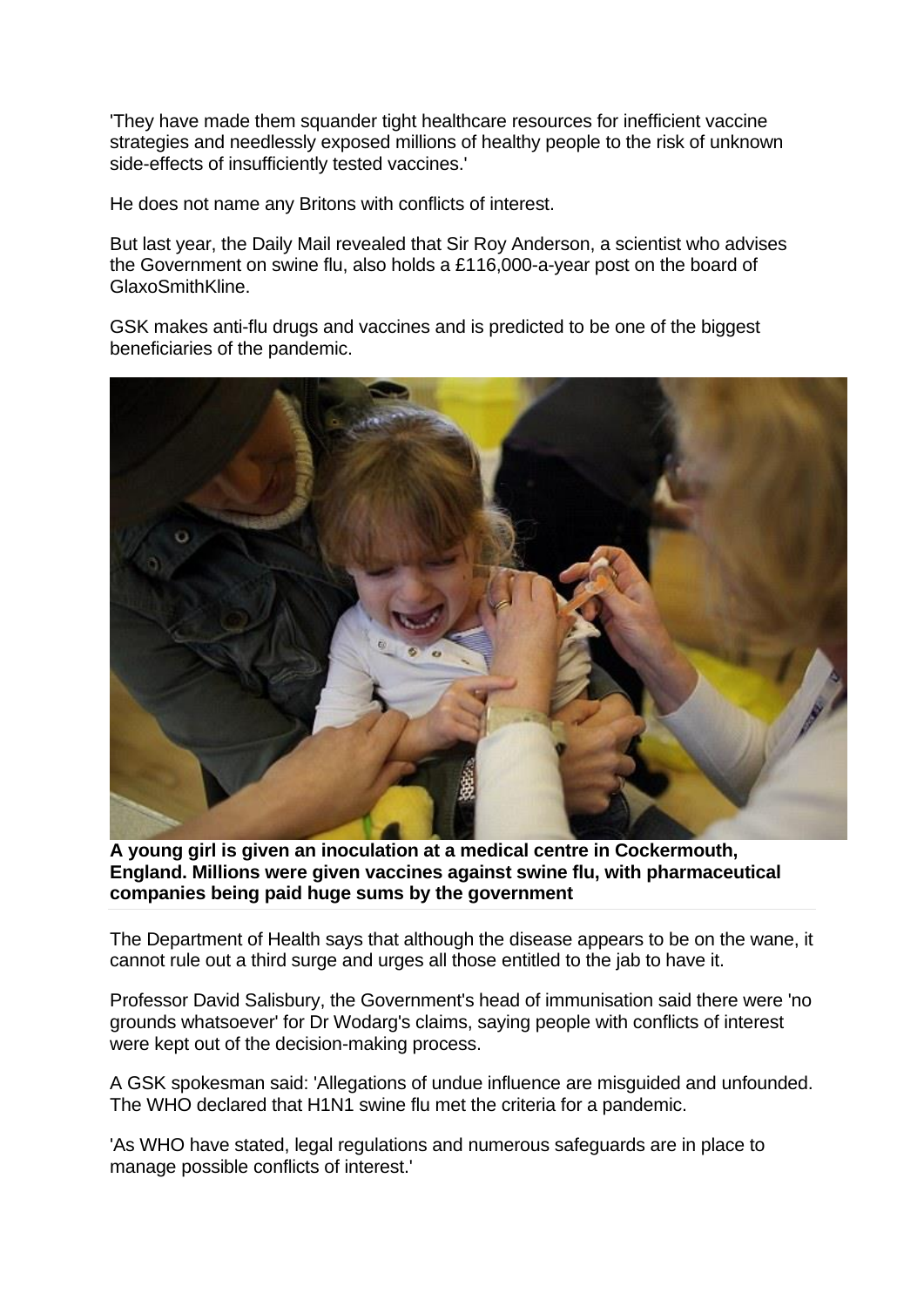'They have made them squander tight healthcare resources for inefficient vaccine strategies and needlessly exposed millions of healthy people to the risk of unknown side-effects of insufficiently tested vaccines.'

He does not name any Britons with conflicts of interest.

But last year, the Daily Mail revealed that Sir Roy Anderson, a scientist who advises the Government on swine flu, also holds a £116,000-a-year post on the board of GlaxoSmithKline.

GSK makes anti-flu drugs and vaccines and is predicted to be one of the biggest beneficiaries of the pandemic.

**A young girl is given an inoculation at a medical centre in Cockermouth, England. Millions were given vaccines against swine flu, with pharmaceutical companies being paid huge sums by the government**

The Department of Health says that although the disease appears to be on the wane, it cannot rule out a third surge and urges all those entitled to the jab to have it.

Professor David Salisbury, the Government's head of immunisation said there were 'no grounds whatsoever' for Dr Wodarg's claims, saying people with conflicts of interest were kept out of the decision-making process.

A GSK spokesman said: 'Allegations of undue influence are misguided and unfounded. The WHO declared that H1N1 swine flu met the criteria for a pandemic.

'As WHO have stated, legal regulations and numerous safeguards are in place to manage possible conflicts of interest.'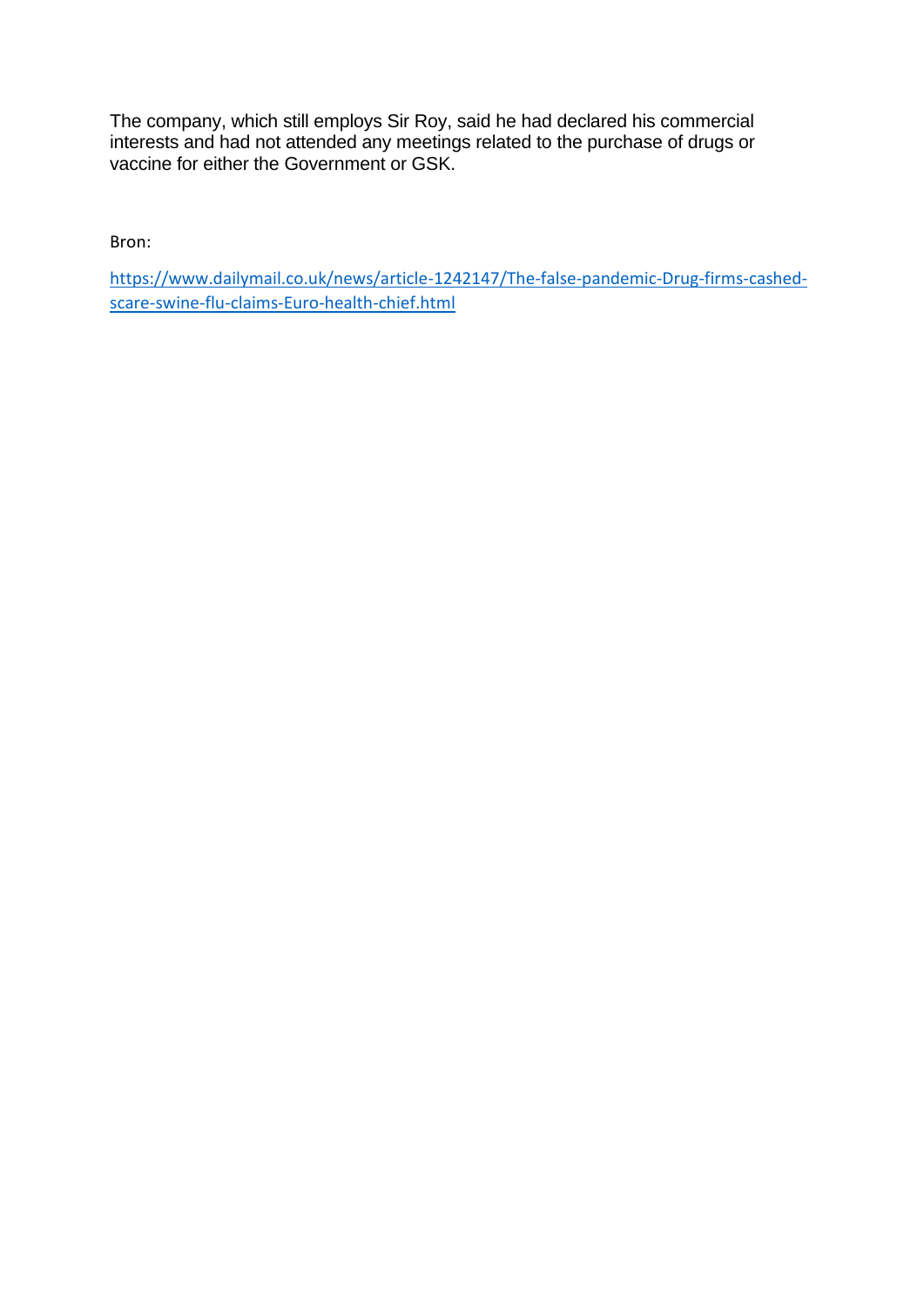The company, which still employs Sir Roy, said he had declared his commercial interests and had not attended any meetings related to the purchase of drugs or vaccine for either the Government or GSK.

Bron:

https://www.dailymail.co.uk/news/article-1242147/The-false-pandemic-Drug-firms-cashed-scare-swine-flu-claims-Euro-health-chief.html